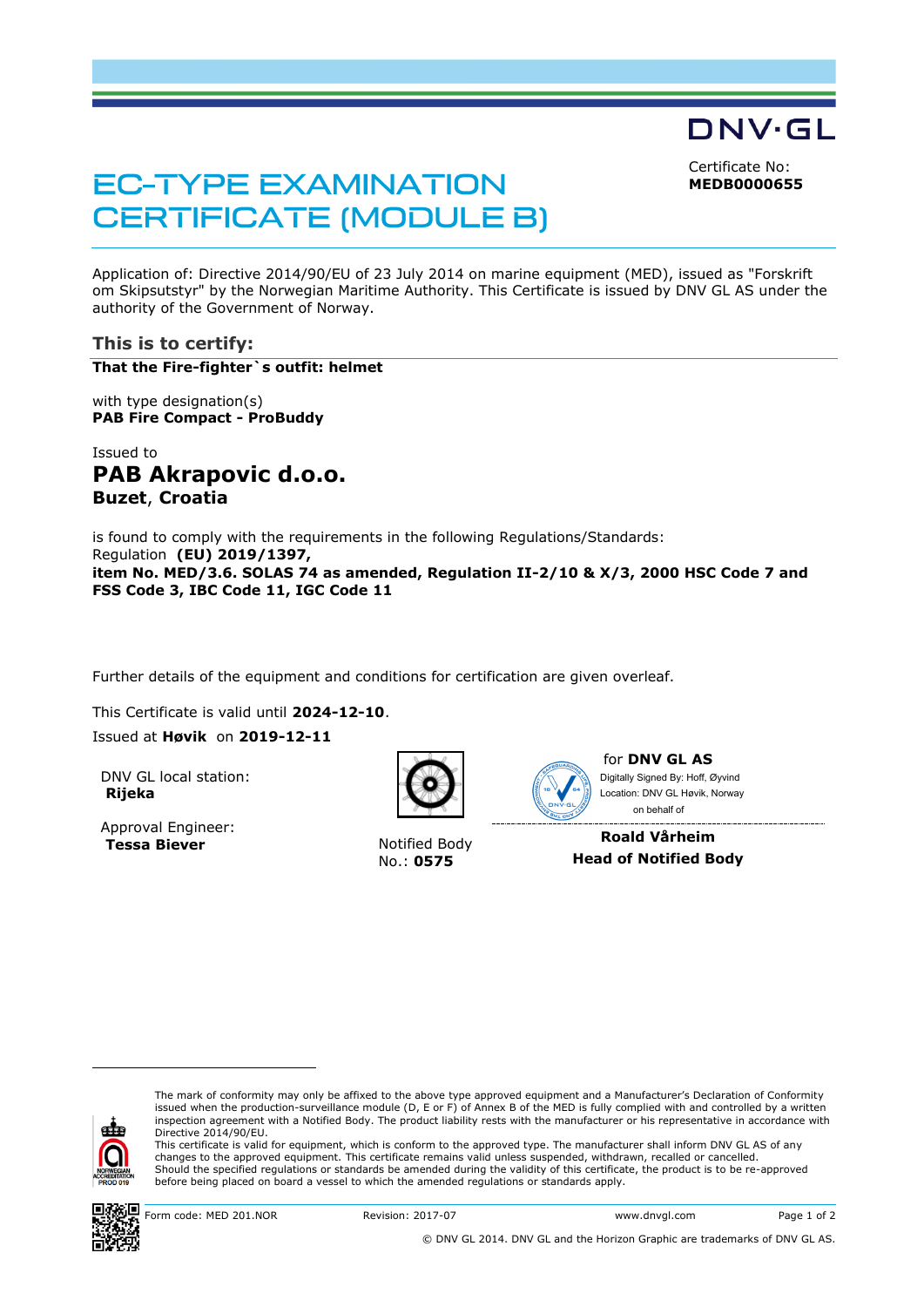DNV·GL

Certificate No:
**MEDB0000655**

# EC-TYPE EXAMINATION CERTIFICATE (MODULE B)

Application of: Directive 2014/90/EU of 23 July 2014 on marine equipment (MED), issued as "Forskrift om Skipsutstyr" by the Norwegian Maritime Authority. This Certificate is issued by DNV GL AS under the authority of the Government of Norway.

## This is to certify:

**That the Fire-fighter`s outfit: helmet**

with type designation(s)
**PAB Fire Compact - ProBuddy**

Issued to

## PAB Akrapovic d.o.o.

**Buzet, Croatia**

is found to comply with the requirements in the following Regulations/Standards:
Regulation **(EU) 2019/1397,**
**item No. MED/3.6. SOLAS 74 as amended, Regulation II-2/10 & X/3, 2000 HSC Code 7 and FSS Code 3, IBC Code 11, IGC Code 11**

Further details of the equipment and conditions for certification are given overleaf.

This Certificate is valid until **2024-12-10**.

Issued at **Høvik** on **2019-12-11**

DNV GL local station:
**Rijeka**

Approval Engineer:
**Tessa Biever**

Notified Body
No.: **0575**

for **DNV GL AS**
Digitally Signed By: Hoff, Øyvind
Location: DNV GL Høvik, Norway
on behalf of

**Roald Vårheim**
**Head of Notified Body**

The mark of conformity may only be affixed to the above type approved equipment and a Manufacturer's Declaration of Conformity issued when the production-surveillance module (D, E or F) of Annex B of the MED is fully complied with and controlled by a written inspection agreement with a Notified Body. The product liability rests with the manufacturer or his representative in accordance with Directive 2014/90/EU.
This certificate is valid for equipment, which is conform to the approved type. The manufacturer shall inform DNV GL AS of any changes to the approved equipment. This certificate remains valid unless suspended, withdrawn, recalled or cancelled.
Should the specified regulations or standards be amended during the validity of this certificate, the product is to be re-approved before being placed on board a vessel to which the amended regulations or standards apply.

Form code: MED 201.NOR Revision: 2017-07 www.dnvgl.com

© DNV GL 2014. DNV GL and the Horizon Graphic are trademarks of DNV GL AS.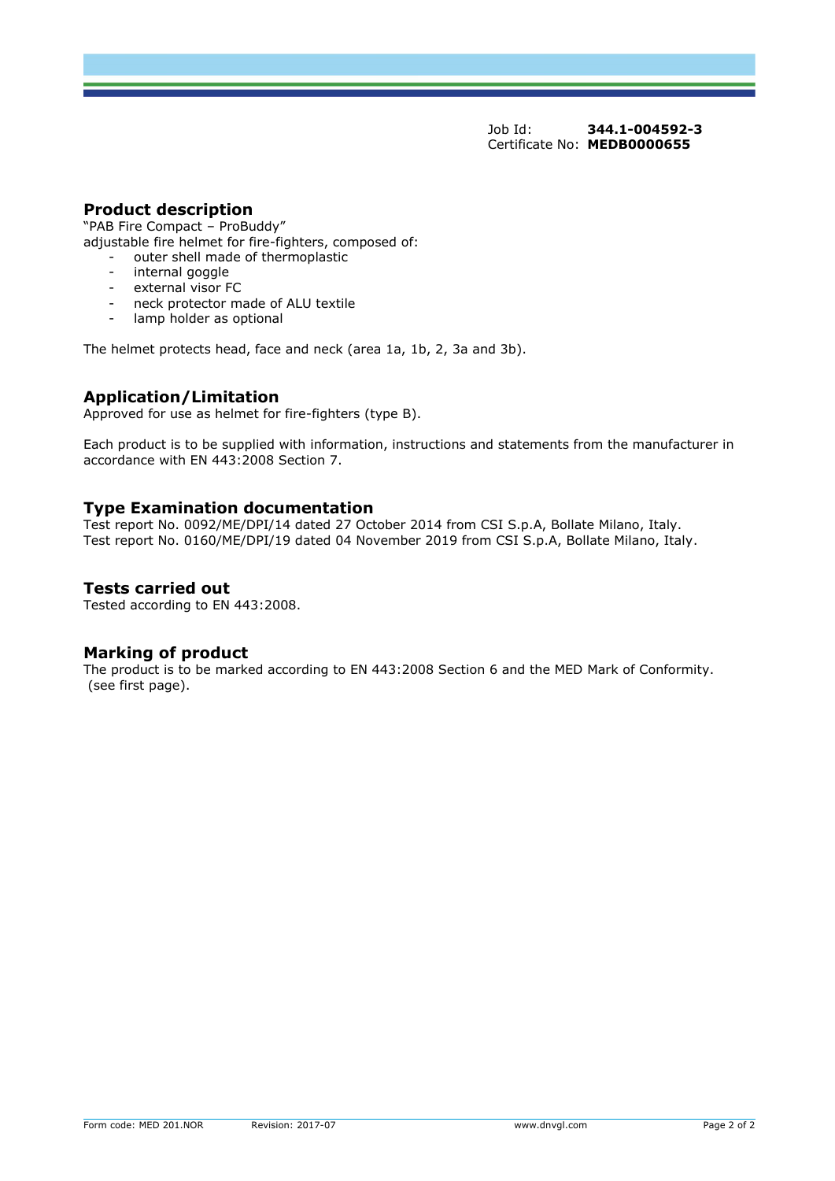Job Id: **344.1-004592-3**
Certificate No: **MEDB0000655**

## Product description

"PAB Fire Compact – ProBuddy"
adjustable fire helmet for fire-fighters, composed of:

- outer shell made of thermoplastic
- internal goggle
- external visor FC
- neck protector made of ALU textile
- lamp holder as optional

The helmet protects head, face and neck (area 1a, 1b, 2, 3a and 3b).

## Application/Limitation

Approved for use as helmet for fire-fighters (type B).

Each product is to be supplied with information, instructions and statements from the manufacturer in accordance with EN 443:2008 Section 7.

## Type Examination documentation

Test report No. 0092/ME/DPI/14 dated 27 October 2014 from CSI S.p.A, Bollate Milano, Italy.
Test report No. 0160/ME/DPI/19 dated 04 November 2019 from CSI S.p.A, Bollate Milano, Italy.

## Tests carried out

Tested according to EN 443:2008.

## Marking of product

The product is to be marked according to EN 443:2008 Section 6 and the MED Mark of Conformity.
(see first page).